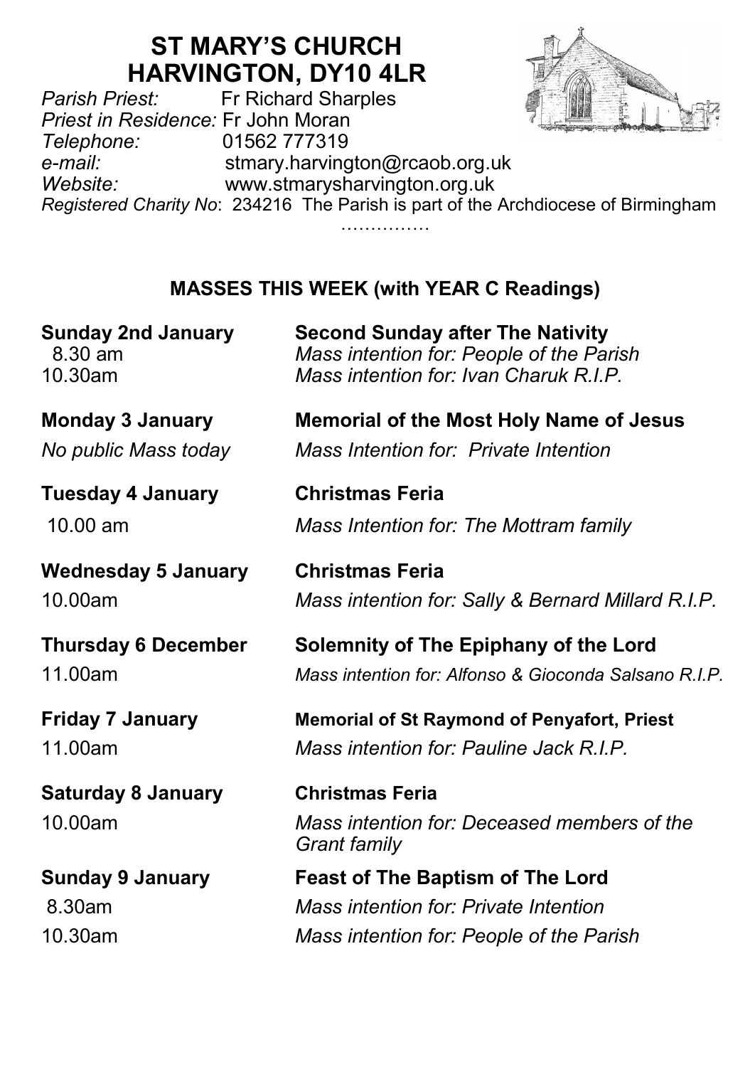# ST MARY'S CHURCH
# HARVINGTON, DY10 4LR

*Parish Priest:* Fr Richard Sharples
*Priest in Residence:* Fr John Moran
*Telephone:* 01562 777319
*e-mail:* stmary.harvington@rcaob.org.uk
*Website:* www.stmarysharvington.org.uk
*Registered Charity No*: 234216 The Parish is part of the Archdiocese of Birmingham

……………

## MASSES THIS WEEK (with YEAR C Readings)

**Sunday 2nd January** — **Second Sunday after The Nativity**
8.30 am — *Mass intention for: People of the Parish*
10.30am — *Mass intention for: Ivan Charuk R.I.P.*

**Monday 3 January** — **Memorial of the Most Holy Name of Jesus**
*No public Mass today* — *Mass Intention for: Private Intention*

**Tuesday 4 January** — **Christmas Feria**
10.00 am — *Mass Intention for: The Mottram family*

**Wednesday 5 January** — **Christmas Feria**
10.00am — *Mass intention for: Sally & Bernard Millard R.I.P.*

**Thursday 6 December** — **Solemnity of The Epiphany of the Lord**
11.00am — *Mass intention for: Alfonso & Gioconda Salsano R.I.P.*

**Friday 7 January** — **Memorial of St Raymond of Penyafort, Priest**
11.00am — *Mass intention for: Pauline Jack R.I.P.*

**Saturday 8 January** — **Christmas Feria**
10.00am — *Mass intention for: Deceased members of the Grant family*

**Sunday 9 January** — **Feast of The Baptism of The Lord**
8.30am — *Mass intention for: Private Intention*
10.30am — *Mass intention for: People of the Parish*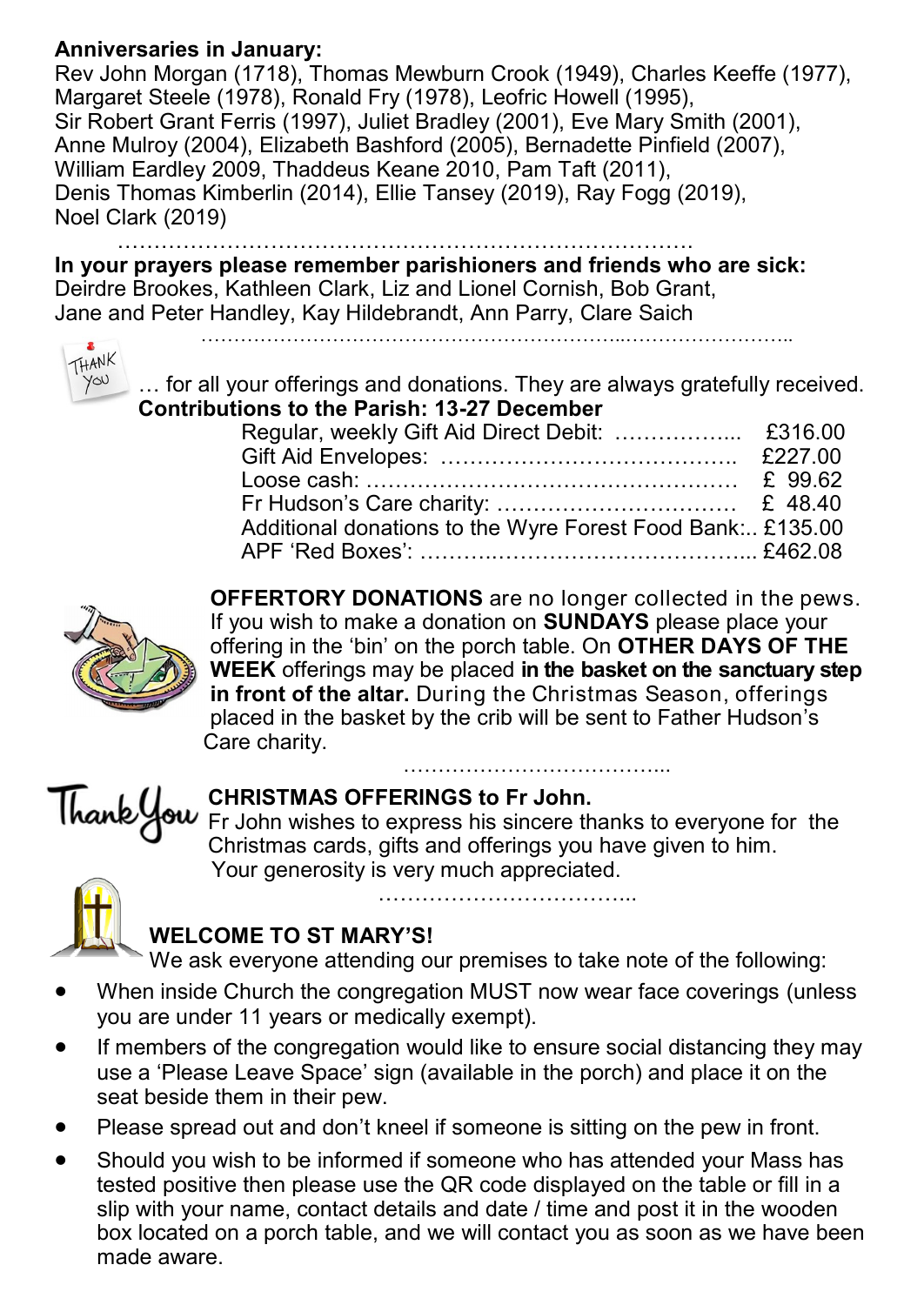**Anniversaries in January:**
Rev John Morgan (1718), Thomas Mewburn Crook (1949), Charles Keeffe (1977), Margaret Steele (1978), Ronald Fry (1978), Leofric Howell (1995), Sir Robert Grant Ferris (1997), Juliet Bradley (2001), Eve Mary Smith (2001), Anne Mulroy (2004), Elizabeth Bashford (2005), Bernadette Pinfield (2007), William Eardley 2009, Thaddeus Keane 2010, Pam Taft (2011), Denis Thomas Kimberlin (2014), Ellie Tansey (2019), Ray Fogg (2019), Noel Clark (2019)

……………………………………………………………………….

**In your prayers please remember parishioners and friends who are sick:**
Deirdre Brookes, Kathleen Clark, Liz and Lionel Cornish, Bob Grant, Jane and Peter Handley, Kay Hildebrandt, Ann Parry, Clare Saich

………………………………………………………...……………………..

… for all your offerings and donations. They are always gratefully received.

**Contributions to the Parish: 13-27 December**

| | |
|---|---|
| Regular, weekly Gift Aid Direct Debit: ……………... | £316.00 |
| Gift Aid Envelopes: ………………………………….. | £227.00 |
| Loose cash: …………………………………………… | £ 99.62 |
| Fr Hudson's Care charity: …………………………… | £ 48.40 |
| Additional donations to the Wyre Forest Food Bank:.. | £135.00 |
| APF 'Red Boxes': ………..…………………………... | £462.08 |

**OFFERTORY DONATIONS** are no longer collected in the pews. If you wish to make a donation on **SUNDAYS** please place your offering in the 'bin' on the porch table. On **OTHER DAYS OF THE WEEK** offerings may be placed **in the basket on the sanctuary step in front of the altar.** During the Christmas Season, offerings placed in the basket by the crib will be sent to Father Hudson's Care charity.

………………………………...

**CHRISTMAS OFFERINGS to Fr John.**
Fr John wishes to express his sincere thanks to everyone for the Christmas cards, gifts and offerings you have given to him. Your generosity is very much appreciated.

……………………………...

**WELCOME TO ST MARY'S!**
We ask everyone attending our premises to take note of the following:

- When inside Church the congregation MUST now wear face coverings (unless you are under 11 years or medically exempt).
- If members of the congregation would like to ensure social distancing they may use a 'Please Leave Space' sign (available in the porch) and place it on the seat beside them in their pew.
- Please spread out and don't kneel if someone is sitting on the pew in front.
- Should you wish to be informed if someone who has attended your Mass has tested positive then please use the QR code displayed on the table or fill in a slip with your name, contact details and date / time and post it in the wooden box located on a porch table, and we will contact you as soon as we have been made aware.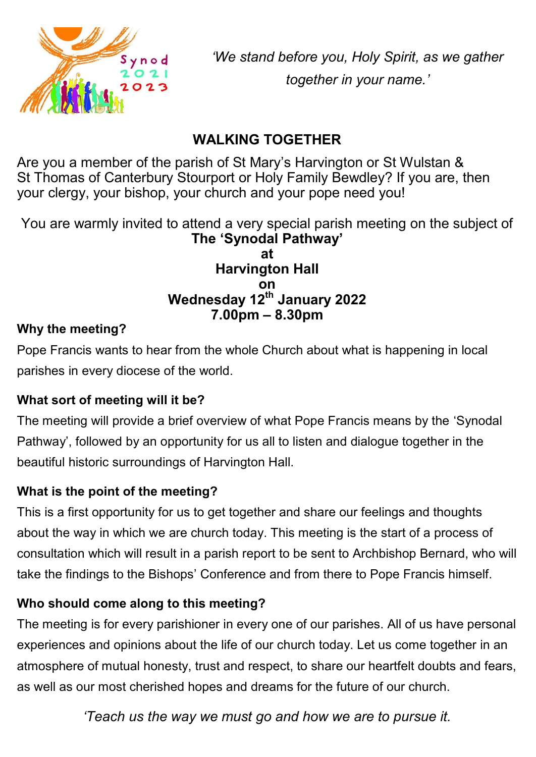*'We stand before you, Holy Spirit, as we gather together in your name.'*

## WALKING TOGETHER

Are you a member of the parish of St Mary's Harvington or St Wulstan & St Thomas of Canterbury Stourport or Holy Family Bewdley? If you are, then your clergy, your bishop, your church and your pope need you!

You are warmly invited to attend a very special parish meeting on the subject of

**The 'Synodal Pathway'**
**at**
**Harvington Hall**
**on**
**Wednesday 12th January 2022**
**7.00pm – 8.30pm**

**Why the meeting?**

Pope Francis wants to hear from the whole Church about what is happening in local parishes in every diocese of the world.

**What sort of meeting will it be?**

The meeting will provide a brief overview of what Pope Francis means by the 'Synodal Pathway', followed by an opportunity for us all to listen and dialogue together in the beautiful historic surroundings of Harvington Hall.

**What is the point of the meeting?**

This is a first opportunity for us to get together and share our feelings and thoughts about the way in which we are church today. This meeting is the start of a process of consultation which will result in a parish report to be sent to Archbishop Bernard, who will take the findings to the Bishops' Conference and from there to Pope Francis himself.

**Who should come along to this meeting?**

The meeting is for every parishioner in every one of our parishes. All of us have personal experiences and opinions about the life of our church today. Let us come together in an atmosphere of mutual honesty, trust and respect, to share our heartfelt doubts and fears, as well as our most cherished hopes and dreams for the future of our church.

*'Teach us the way we must go and how we are to pursue it.*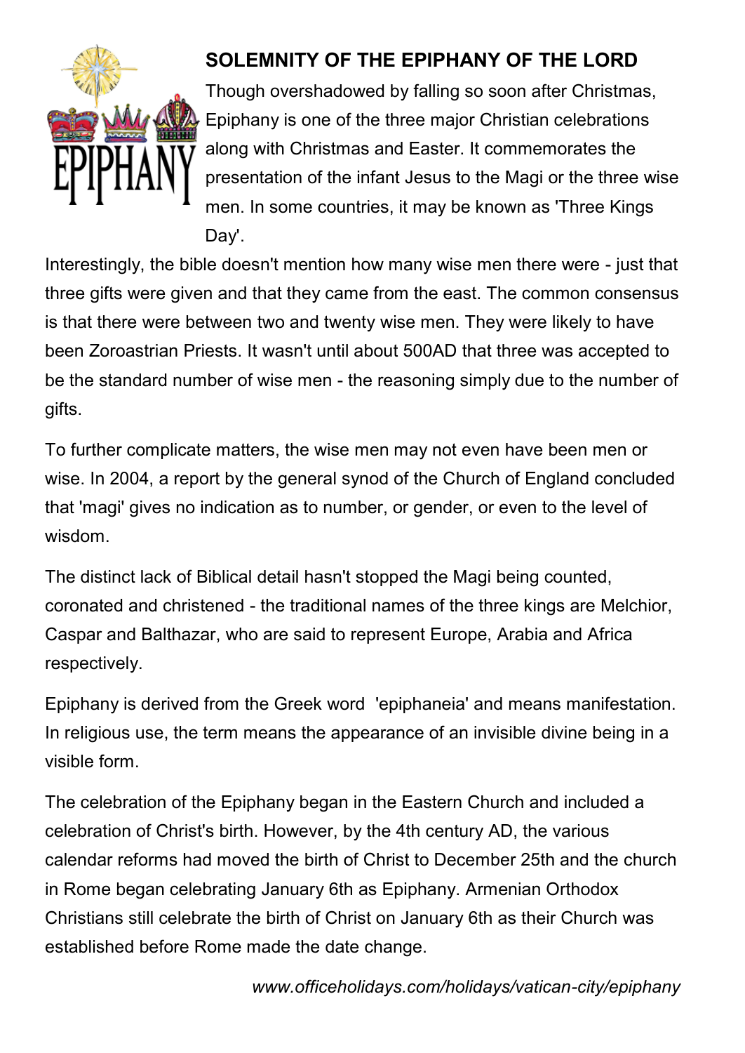## SOLEMNITY OF THE EPIPHANY OF THE LORD

Though overshadowed by falling so soon after Christmas, Epiphany is one of the three major Christian celebrations along with Christmas and Easter. It commemorates the presentation of the infant Jesus to the Magi or the three wise men. In some countries, it may be known as 'Three Kings Day'.

Interestingly, the bible doesn't mention how many wise men there were - just that three gifts were given and that they came from the east. The common consensus is that there were between two and twenty wise men. They were likely to have been Zoroastrian Priests. It wasn't until about 500AD that three was accepted to be the standard number of wise men - the reasoning simply due to the number of gifts.

To further complicate matters, the wise men may not even have been men or wise. In 2004, a report by the general synod of the Church of England concluded that 'magi' gives no indication as to number, or gender, or even to the level of wisdom.

The distinct lack of Biblical detail hasn't stopped the Magi being counted, coronated and christened - the traditional names of the three kings are Melchior, Caspar and Balthazar, who are said to represent Europe, Arabia and Africa respectively.

Epiphany is derived from the Greek word 'epiphaneia' and means manifestation. In religious use, the term means the appearance of an invisible divine being in a visible form.

The celebration of the Epiphany began in the Eastern Church and included a celebration of Christ's birth. However, by the 4th century AD, the various calendar reforms had moved the birth of Christ to December 25th and the church in Rome began celebrating January 6th as Epiphany. Armenian Orthodox Christians still celebrate the birth of Christ on January 6th as their Church was established before Rome made the date change.

*www.officeholidays.com/holidays/vatican-city/epiphany*